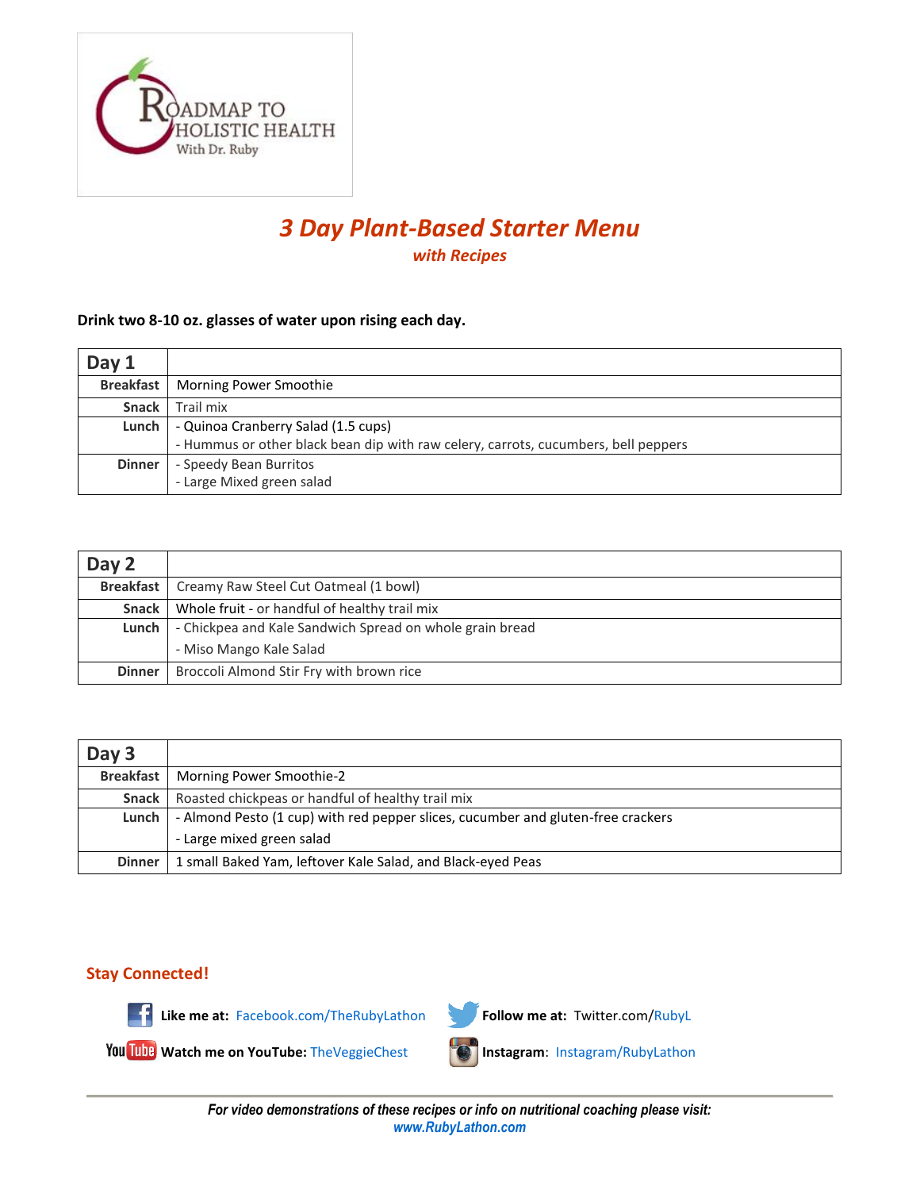ROADMAP TO HOLISTIC HEALTH
With Dr. Ruby

# *3 Day Plant-Based Starter Menu*

## *with Recipes*

**Drink two 8-10 oz. glasses of water upon rising each day.**

| **Day 1** | |
|---|---|
| **Breakfast** | Morning Power Smoothie |
| **Snack** | Trail mix |
| **Lunch** | - Quinoa Cranberry Salad (1.5 cups)<br>- Hummus or other black bean dip with raw celery, carrots, cucumbers, bell peppers |
| **Dinner** | - Speedy Bean Burritos<br>- Large Mixed green salad |

| **Day 2** | |
|---|---|
| **Breakfast** | Creamy Raw Steel Cut Oatmeal (1 bowl) |
| **Snack** | Whole fruit - or handful of healthy trail mix |
| **Lunch** | - Chickpea and Kale Sandwich Spread on whole grain bread<br>- Miso Mango Kale Salad |
| **Dinner** | Broccoli Almond Stir Fry with brown rice |

| **Day 3** | |
|---|---|
| **Breakfast** | Morning Power Smoothie-2 |
| **Snack** | Roasted chickpeas or handful of healthy trail mix |
| **Lunch** | - Almond Pesto (1 cup) with red pepper slices, cucumber and gluten-free crackers<br>- Large mixed green salad |
| **Dinner** | 1 small Baked Yam, leftover Kale Salad, and Black-eyed Peas |

## Stay Connected!

**Like me at:** Facebook.com/TheRubyLathon

**Follow me at:** Twitter.com/RubyL

**Watch me on YouTube:** TheVeggieChest

**Instagram**: Instagram/RubyLathon

***For video demonstrations of these recipes or info on nutritional coaching please visit:***
***www.RubyLathon.com***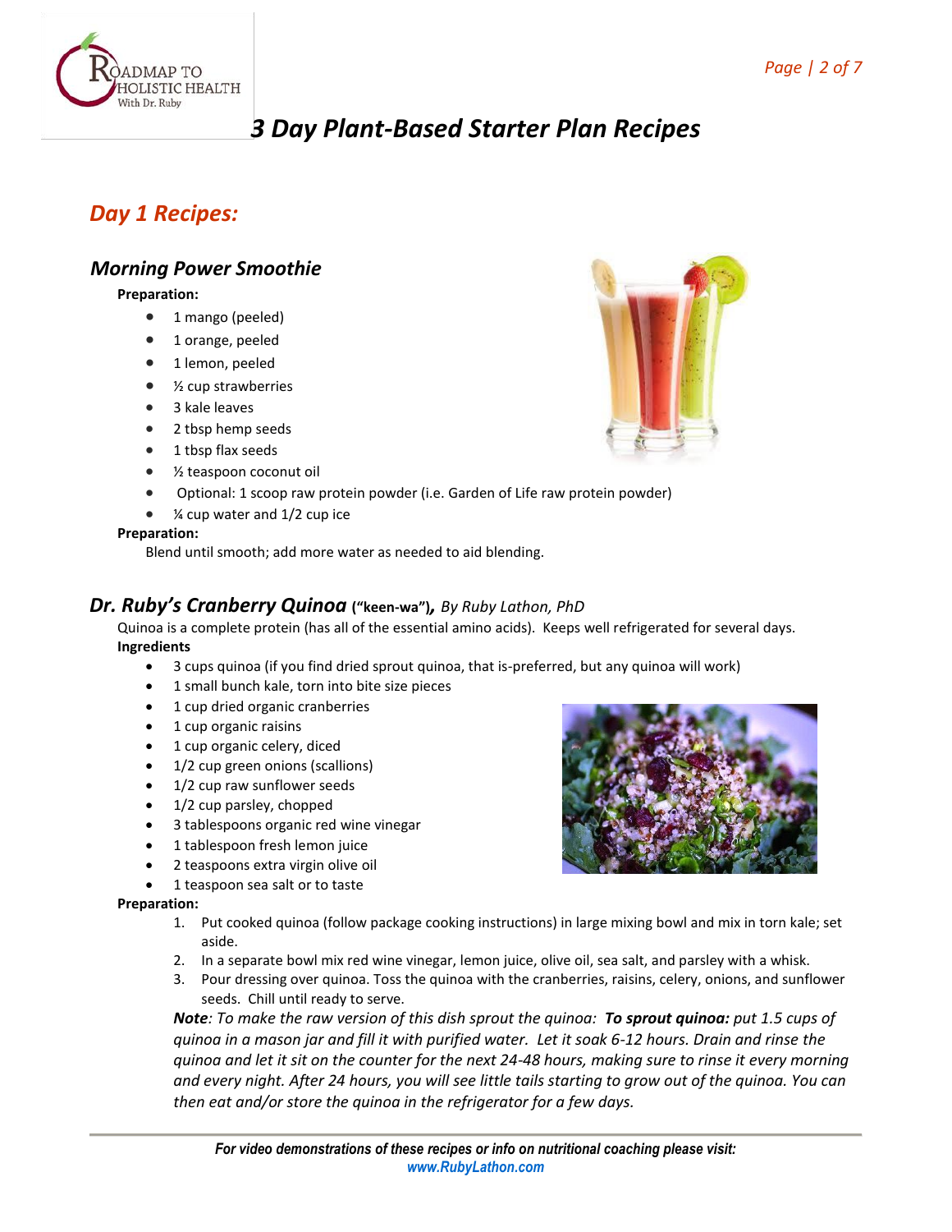# *3 Day Plant-Based Starter Plan Recipes*

## *Day 1 Recipes:*

### *Morning Power Smoothie*

**Preparation:**

- 1 mango (peeled)
- 1 orange, peeled
- 1 lemon, peeled
- ½ cup strawberries
- 3 kale leaves
- 2 tbsp hemp seeds
- 1 tbsp flax seeds
- ½ teaspoon coconut oil
- Optional: 1 scoop raw protein powder (i.e. Garden of Life raw protein powder)
- ¼ cup water and 1/2 cup ice

**Preparation:**

Blend until smooth; add more water as needed to aid blending.

### *Dr. Ruby's Cranberry Quinoa* **("keen-wa")**, *By Ruby Lathon, PhD*

Quinoa is a complete protein (has all of the essential amino acids). Keeps well refrigerated for several days.

**Ingredients**

- 3 cups quinoa (if you find dried sprout quinoa, that is-preferred, but any quinoa will work)
- 1 small bunch kale, torn into bite size pieces
- 1 cup dried organic cranberries
- 1 cup organic raisins
- 1 cup organic celery, diced
- 1/2 cup green onions (scallions)
- 1/2 cup raw sunflower seeds
- 1/2 cup parsley, chopped
- 3 tablespoons organic red wine vinegar
- 1 tablespoon fresh lemon juice
- 2 teaspoons extra virgin olive oil
- 1 teaspoon sea salt or to taste

**Preparation:**

1. Put cooked quinoa (follow package cooking instructions) in large mixing bowl and mix in torn kale; set aside.
2. In a separate bowl mix red wine vinegar, lemon juice, olive oil, sea salt, and parsley with a whisk.
3. Pour dressing over quinoa. Toss the quinoa with the cranberries, raisins, celery, onions, and sunflower seeds. Chill until ready to serve.

*__Note__: To make the raw version of this dish sprout the quinoa: __To sprout quinoa:__ put 1.5 cups of quinoa in a mason jar and fill it with purified water. Let it soak 6-12 hours. Drain and rinse the quinoa and let it sit on the counter for the next 24-48 hours, making sure to rinse it every morning and every night. After 24 hours, you will see little tails starting to grow out of the quinoa. You can then eat and/or store the quinoa in the refrigerator for a few days.*

***For video demonstrations of these recipes or info on nutritional coaching please visit:***
***www.RubyLathon.com***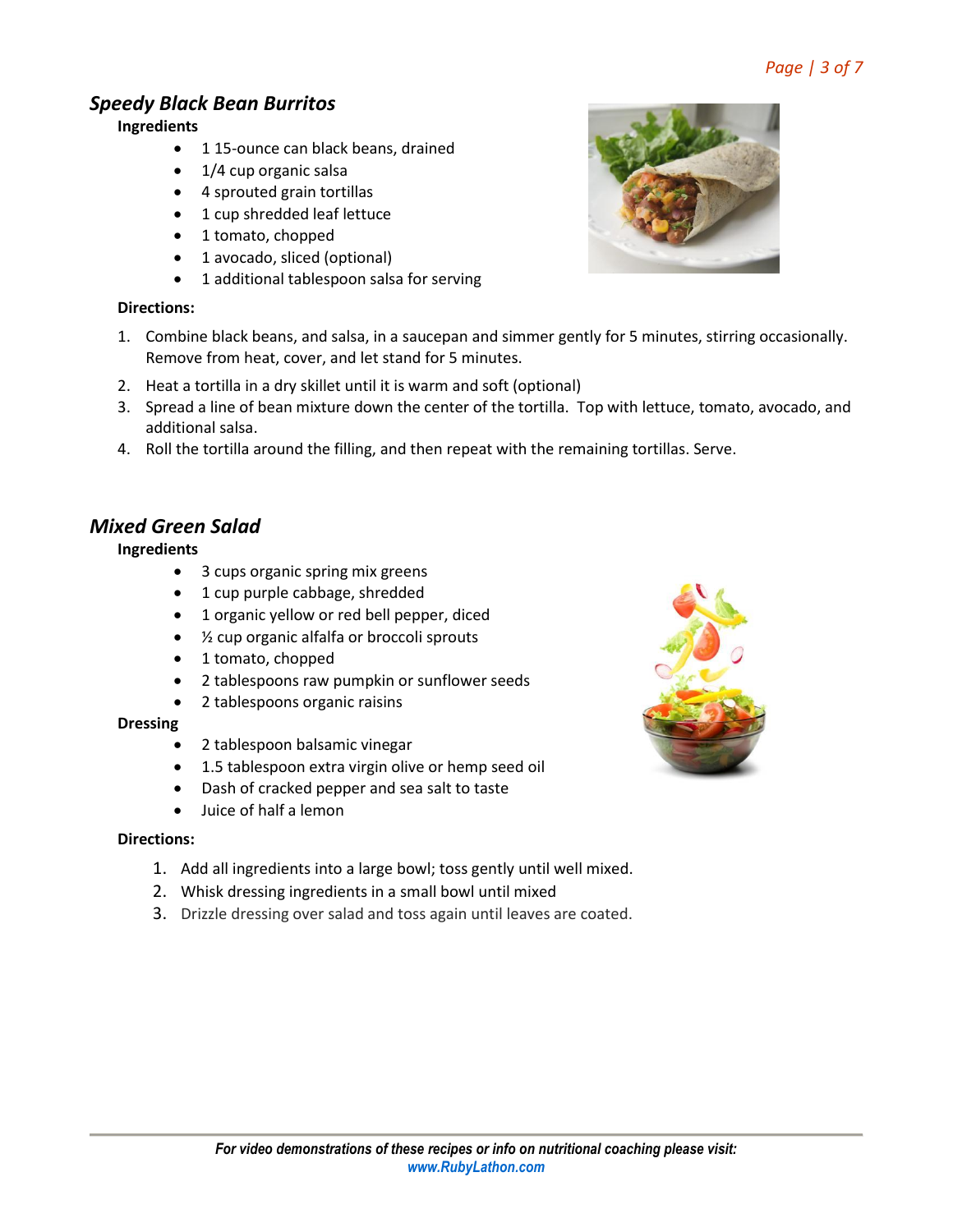## *Speedy Black Bean Burritos*

**Ingredients**

- 1 15-ounce can black beans, drained
- 1/4 cup organic salsa
- 4 sprouted grain tortillas
- 1 cup shredded leaf lettuce
- 1 tomato, chopped
- 1 avocado, sliced (optional)
- 1 additional tablespoon salsa for serving

**Directions:**

1. Combine black beans, and salsa, in a saucepan and simmer gently for 5 minutes, stirring occasionally. Remove from heat, cover, and let stand for 5 minutes.
2. Heat a tortilla in a dry skillet until it is warm and soft (optional)
3. Spread a line of bean mixture down the center of the tortilla. Top with lettuce, tomato, avocado, and additional salsa.
4. Roll the tortilla around the filling, and then repeat with the remaining tortillas. Serve.

## *Mixed Green Salad*

**Ingredients**

- 3 cups organic spring mix greens
- 1 cup purple cabbage, shredded
- 1 organic yellow or red bell pepper, diced
- ½ cup organic alfalfa or broccoli sprouts
- 1 tomato, chopped
- 2 tablespoons raw pumpkin or sunflower seeds
- 2 tablespoons organic raisins

**Dressing**

- 2 tablespoon balsamic vinegar
- 1.5 tablespoon extra virgin olive or hemp seed oil
- Dash of cracked pepper and sea salt to taste
- Juice of half a lemon

**Directions:**

1. Add all ingredients into a large bowl; toss gently until well mixed.
2. Whisk dressing ingredients in a small bowl until mixed
3. Drizzle dressing over salad and toss again until leaves are coated.

***For video demonstrations of these recipes or info on nutritional coaching please visit:***
***www.RubyLathon.com***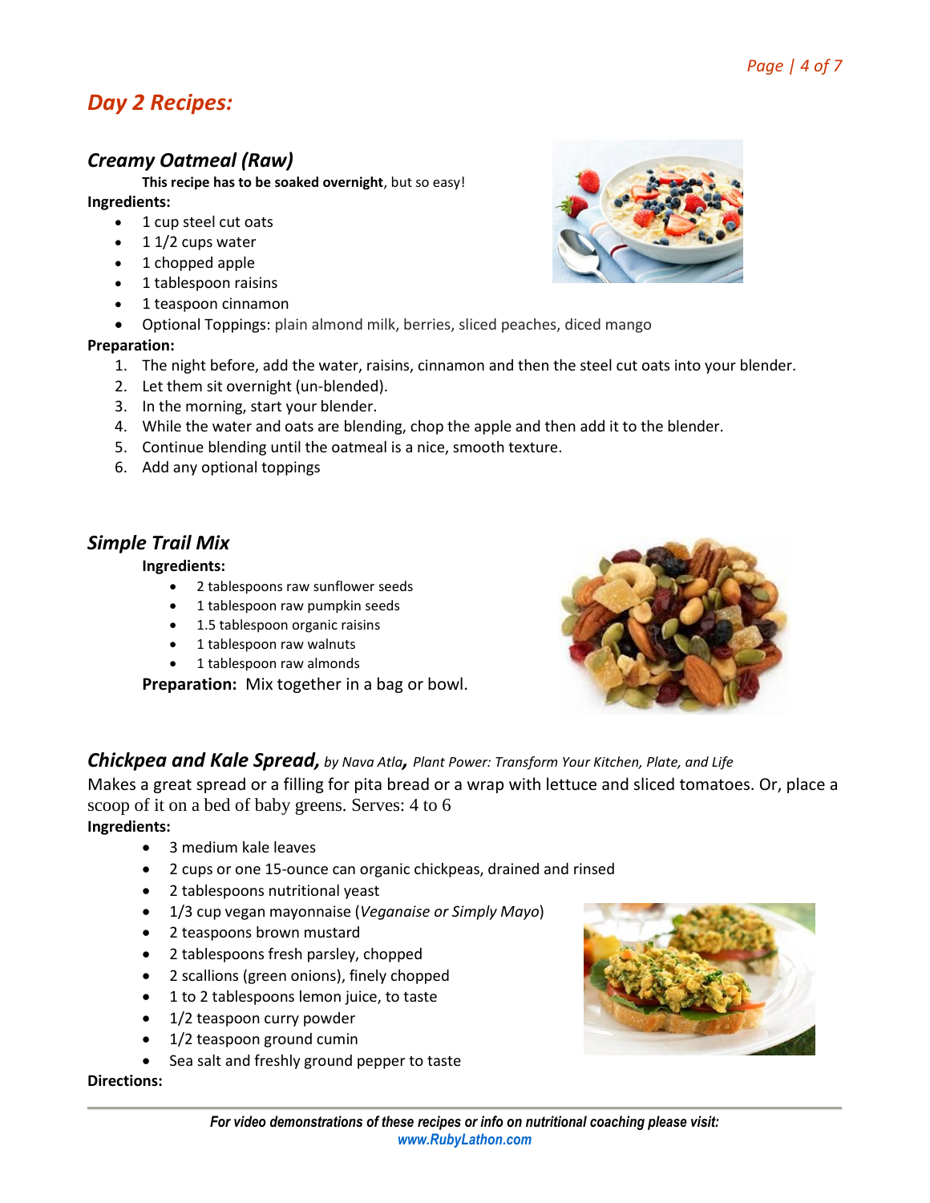## *Day 2 Recipes:*

### *Creamy Oatmeal (Raw)*

**This recipe has to be soaked overnight**, but so easy!

**Ingredients:**

- 1 cup steel cut oats
- 1 1/2 cups water
- 1 chopped apple
- 1 tablespoon raisins
- 1 teaspoon cinnamon
- Optional Toppings: plain almond milk, berries, sliced peaches, diced mango

**Preparation:**

1. The night before, add the water, raisins, cinnamon and then the steel cut oats into your blender.
2. Let them sit overnight (un-blended).
3. In the morning, start your blender.
4. While the water and oats are blending, chop the apple and then add it to the blender.
5. Continue blending until the oatmeal is a nice, smooth texture.
6. Add any optional toppings

### *Simple Trail Mix*

**Ingredients:**

- 2 tablespoons raw sunflower seeds
- 1 tablespoon raw pumpkin seeds
- 1.5 tablespoon organic raisins
- 1 tablespoon raw walnuts
- 1 tablespoon raw almonds

**Preparation:** Mix together in a bag or bowl.

### *Chickpea and Kale Spread, by Nava Atla, Plant Power: Transform Your Kitchen, Plate, and Life*

Makes a great spread or a filling for pita bread or a wrap with lettuce and sliced tomatoes. Or, place a scoop of it on a bed of baby greens. Serves: 4 to 6

**Ingredients:**

- 3 medium kale leaves
- 2 cups or one 15-ounce can organic chickpeas, drained and rinsed
- 2 tablespoons nutritional yeast
- 1/3 cup vegan mayonnaise (*Veganaise or Simply Mayo*)
- 2 teaspoons brown mustard
- 2 tablespoons fresh parsley, chopped
- 2 scallions (green onions), finely chopped
- 1 to 2 tablespoons lemon juice, to taste
- 1/2 teaspoon curry powder
- 1/2 teaspoon ground cumin
- Sea salt and freshly ground pepper to taste

**Directions:**

*For video demonstrations of these recipes or info on nutritional coaching please visit:* www.RubyLathon.com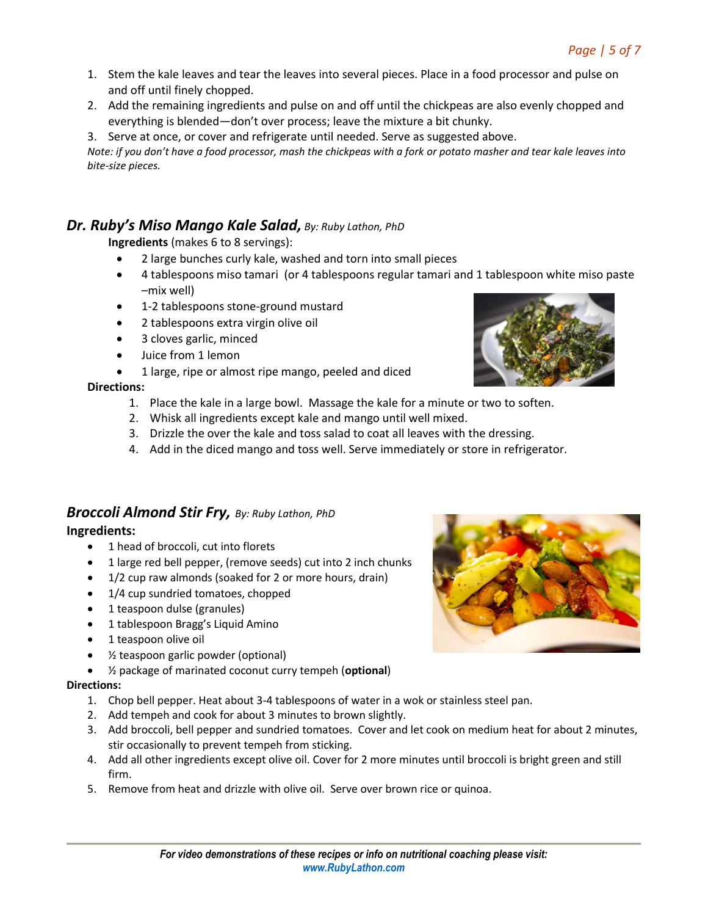1. Stem the kale leaves and tear the leaves into several pieces. Place in a food processor and pulse on and off until finely chopped.
2. Add the remaining ingredients and pulse on and off until the chickpeas are also evenly chopped and everything is blended—don't over process; leave the mixture a bit chunky.
3. Serve at once, or cover and refrigerate until needed. Serve as suggested above.

*Note: if you don't have a food processor, mash the chickpeas with a fork or potato masher and tear kale leaves into bite-size pieces.*

## *Dr. Ruby's Miso Mango Kale Salad, By: Ruby Lathon, PhD*

**Ingredients** (makes 6 to 8 servings):

- 2 large bunches curly kale, washed and torn into small pieces
- 4 tablespoons miso tamari (or 4 tablespoons regular tamari and 1 tablespoon white miso paste –mix well)
- 1-2 tablespoons stone-ground mustard
- 2 tablespoons extra virgin olive oil
- 3 cloves garlic, minced
- Juice from 1 lemon
- 1 large, ripe or almost ripe mango, peeled and diced

**Directions:**

1. Place the kale in a large bowl. Massage the kale for a minute or two to soften.
2. Whisk all ingredients except kale and mango until well mixed.
3. Drizzle the over the kale and toss salad to coat all leaves with the dressing.
4. Add in the diced mango and toss well. Serve immediately or store in refrigerator.

## *Broccoli Almond Stir Fry, By: Ruby Lathon, PhD*

**Ingredients:**

- 1 head of broccoli, cut into florets
- 1 large red bell pepper, (remove seeds) cut into 2 inch chunks
- 1/2 cup raw almonds (soaked for 2 or more hours, drain)
- 1/4 cup sundried tomatoes, chopped
- 1 teaspoon dulse (granules)
- 1 tablespoon Bragg's Liquid Amino
- 1 teaspoon olive oil
- ½ teaspoon garlic powder (optional)
- ½ package of marinated coconut curry tempeh (**optional**)

**Directions:**

1. Chop bell pepper. Heat about 3-4 tablespoons of water in a wok or stainless steel pan.
2. Add tempeh and cook for about 3 minutes to brown slightly.
3. Add broccoli, bell pepper and sundried tomatoes. Cover and let cook on medium heat for about 2 minutes, stir occasionally to prevent tempeh from sticking.
4. Add all other ingredients except olive oil. Cover for 2 more minutes until broccoli is bright green and still firm.
5. Remove from heat and drizzle with olive oil. Serve over brown rice or quinoa.

***For video demonstrations of these recipes or info on nutritional coaching please visit:***
***www.RubyLathon.com***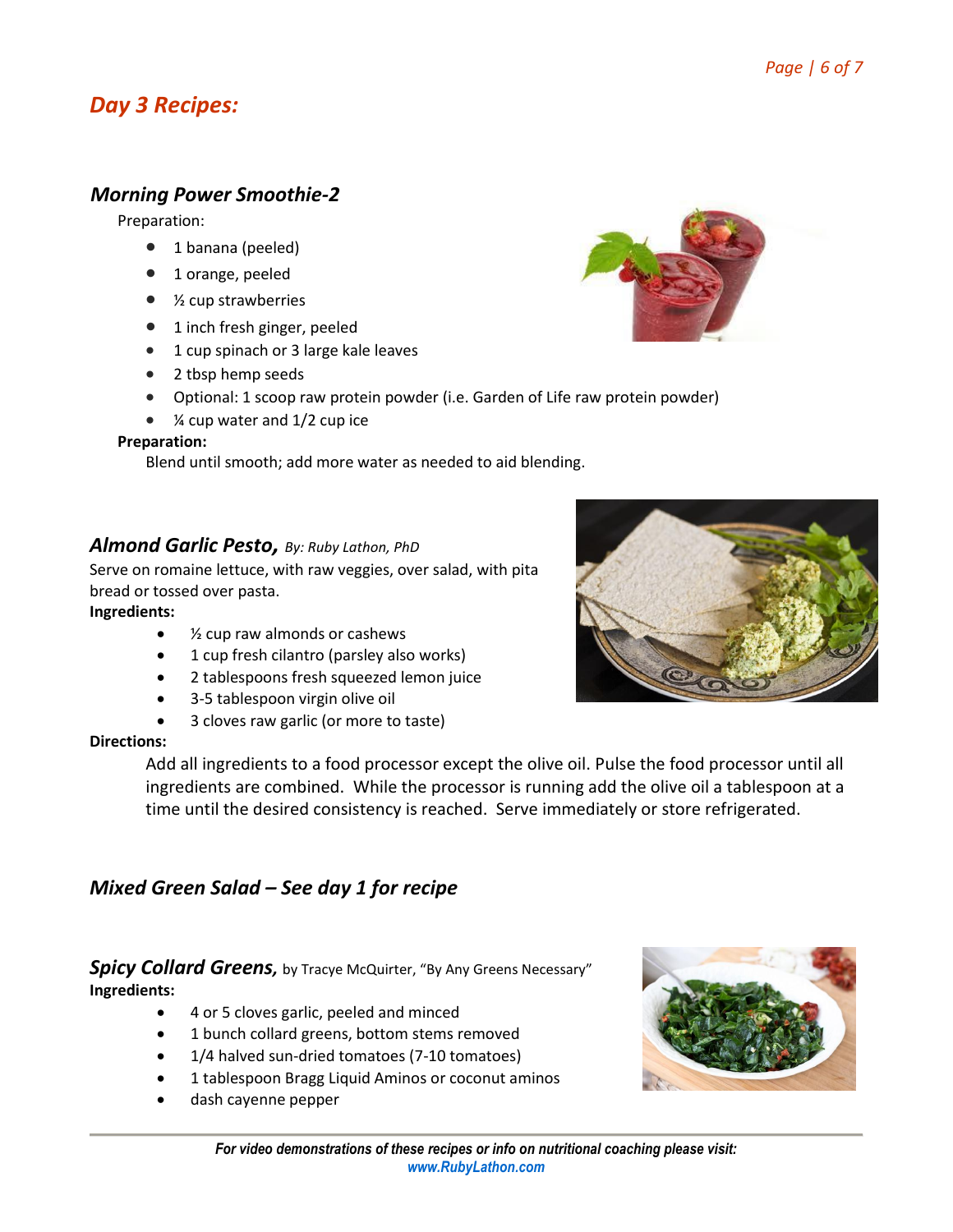## Day 3 Recipes:

### Morning Power Smoothie-2

Preparation:

- 1 banana (peeled)
- 1 orange, peeled
- ½ cup strawberries
- 1 inch fresh ginger, peeled
- 1 cup spinach or 3 large kale leaves
- 2 tbsp hemp seeds
- Optional: 1 scoop raw protein powder (i.e. Garden of Life raw protein powder)
- ¼ cup water and 1/2 cup ice

**Preparation:**

Blend until smooth; add more water as needed to aid blending.

### Almond Garlic Pesto, *By: Ruby Lathon, PhD*

Serve on romaine lettuce, with raw veggies, over salad, with pita bread or tossed over pasta.

**Ingredients:**

- ½ cup raw almonds or cashews
- 1 cup fresh cilantro (parsley also works)
- 2 tablespoons fresh squeezed lemon juice
- 3-5 tablespoon virgin olive oil
- 3 cloves raw garlic (or more to taste)

**Directions:**

Add all ingredients to a food processor except the olive oil. Pulse the food processor until all ingredients are combined. While the processor is running add the olive oil a tablespoon at a time until the desired consistency is reached. Serve immediately or store refrigerated.

### Mixed Green Salad – See day 1 for recipe

### Spicy Collard Greens, by Tracye McQuirter, "By Any Greens Necessary"

**Ingredients:**

- 4 or 5 cloves garlic, peeled and minced
- 1 bunch collard greens, bottom stems removed
- 1/4 halved sun-dried tomatoes (7-10 tomatoes)
- 1 tablespoon Bragg Liquid Aminos or coconut aminos
- dash cayenne pepper

*For video demonstrations of these recipes or info on nutritional coaching please visit:* www.RubyLathon.com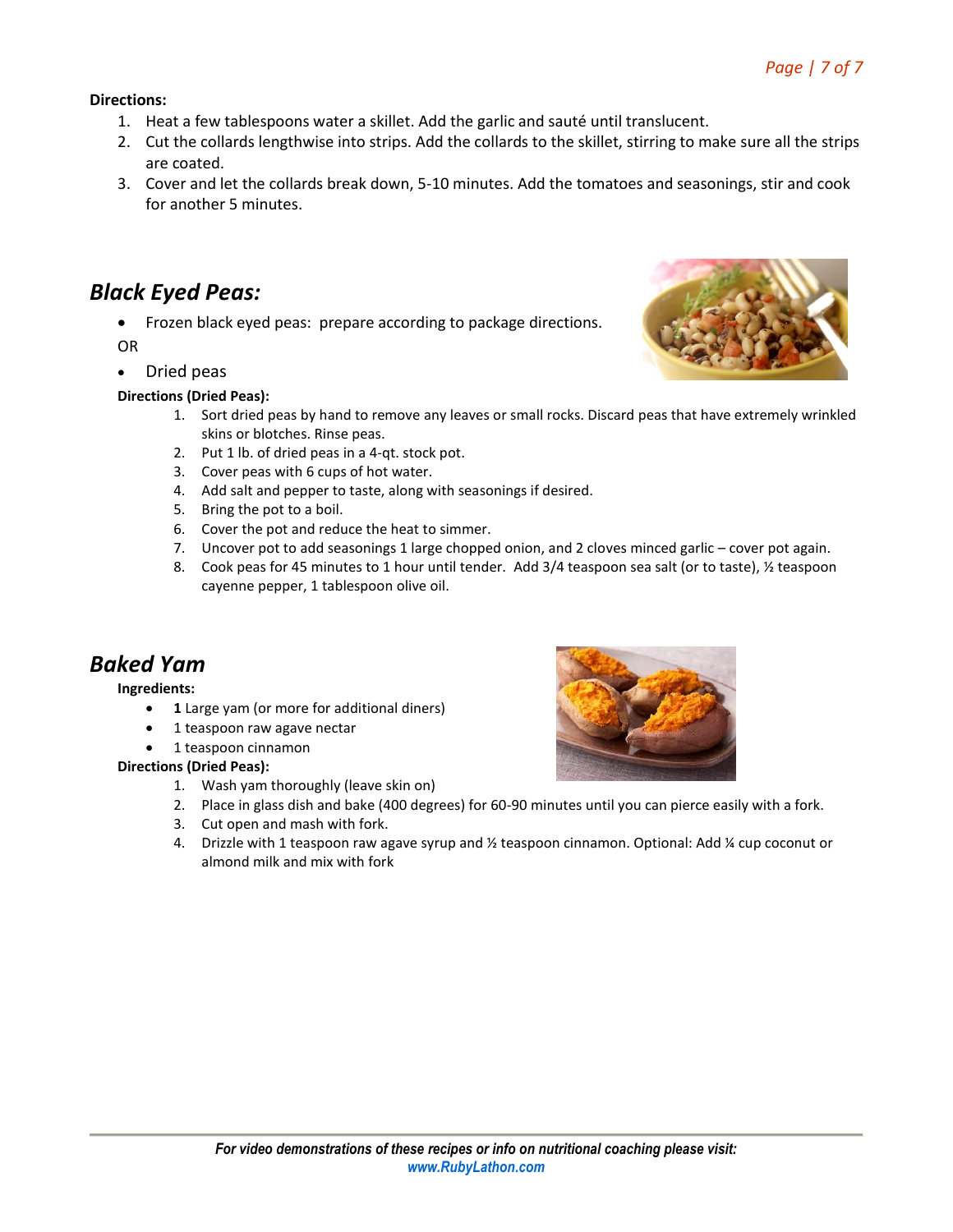**Directions:**

1. Heat a few tablespoons water a skillet. Add the garlic and sauté until translucent.
2. Cut the collards lengthwise into strips. Add the collards to the skillet, stirring to make sure all the strips are coated.
3. Cover and let the collards break down, 5-10 minutes. Add the tomatoes and seasonings, stir and cook for another 5 minutes.

## *Black Eyed Peas:*

- Frozen black eyed peas: prepare according to package directions.

OR

- Dried peas

**Directions (Dried Peas):**

1. Sort dried peas by hand to remove any leaves or small rocks. Discard peas that have extremely wrinkled skins or blotches. Rinse peas.
2. Put 1 lb. of dried peas in a 4-qt. stock pot.
3. Cover peas with 6 cups of hot water.
4. Add salt and pepper to taste, along with seasonings if desired.
5. Bring the pot to a boil.
6. Cover the pot and reduce the heat to simmer.
7. Uncover pot to add seasonings 1 large chopped onion, and 2 cloves minced garlic – cover pot again.
8. Cook peas for 45 minutes to 1 hour until tender. Add 3/4 teaspoon sea salt (or to taste), ½ teaspoon cayenne pepper, 1 tablespoon olive oil.

## *Baked Yam*

**Ingredients:**

- **1** Large yam (or more for additional diners)
- 1 teaspoon raw agave nectar
- 1 teaspoon cinnamon

**Directions (Dried Peas):**

1. Wash yam thoroughly (leave skin on)
2. Place in glass dish and bake (400 degrees) for 60-90 minutes until you can pierce easily with a fork.
3. Cut open and mash with fork.
4. Drizzle with 1 teaspoon raw agave syrup and ½ teaspoon cinnamon. Optional: Add ¼ cup coconut or almond milk and mix with fork

***For video demonstrations of these recipes or info on nutritional coaching please visit:***
***www.RubyLathon.com***